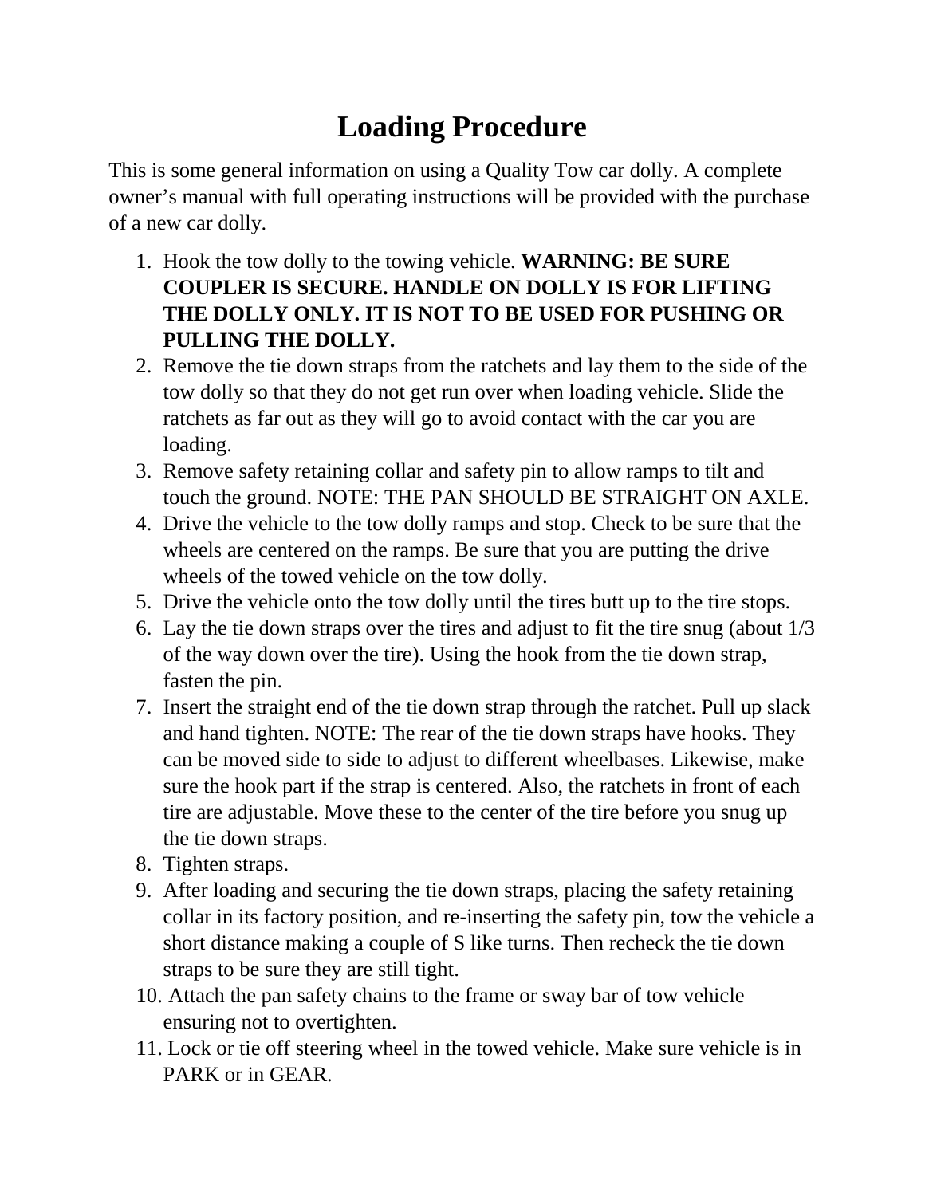# Loading Procedure

This is some general information on using a Quality Tow car dolly. A complete owner's manual with full operating instructions will be provided with the purchase of a new car dolly.

1. Hook the tow dolly to the towing vehicle. **WARNING: BE SURE COUPLER IS SECURE. HANDLE ON DOLLY IS FOR LIFTING THE DOLLY ONLY. IT IS NOT TO BE USED FOR PUSHING OR PULLING THE DOLLY.**
2. Remove the tie down straps from the ratchets and lay them to the side of the tow dolly so that they do not get run over when loading vehicle. Slide the ratchets as far out as they will go to avoid contact with the car you are loading.
3. Remove safety retaining collar and safety pin to allow ramps to tilt and touch the ground. NOTE: THE PAN SHOULD BE STRAIGHT ON AXLE.
4. Drive the vehicle to the tow dolly ramps and stop. Check to be sure that the wheels are centered on the ramps. Be sure that you are putting the drive wheels of the towed vehicle on the tow dolly.
5. Drive the vehicle onto the tow dolly until the tires butt up to the tire stops.
6. Lay the tie down straps over the tires and adjust to fit the tire snug (about 1/3 of the way down over the tire). Using the hook from the tie down strap, fasten the pin.
7. Insert the straight end of the tie down strap through the ratchet. Pull up slack and hand tighten. NOTE: The rear of the tie down straps have hooks. They can be moved side to side to adjust to different wheelbases. Likewise, make sure the hook part if the strap is centered. Also, the ratchets in front of each tire are adjustable. Move these to the center of the tire before you snug up the tie down straps.
8. Tighten straps.
9. After loading and securing the tie down straps, placing the safety retaining collar in its factory position, and re-inserting the safety pin, tow the vehicle a short distance making a couple of S like turns. Then recheck the tie down straps to be sure they are still tight.
10. Attach the pan safety chains to the frame or sway bar of tow vehicle ensuring not to overtighten.
11. Lock or tie off steering wheel in the towed vehicle. Make sure vehicle is in PARK or in GEAR.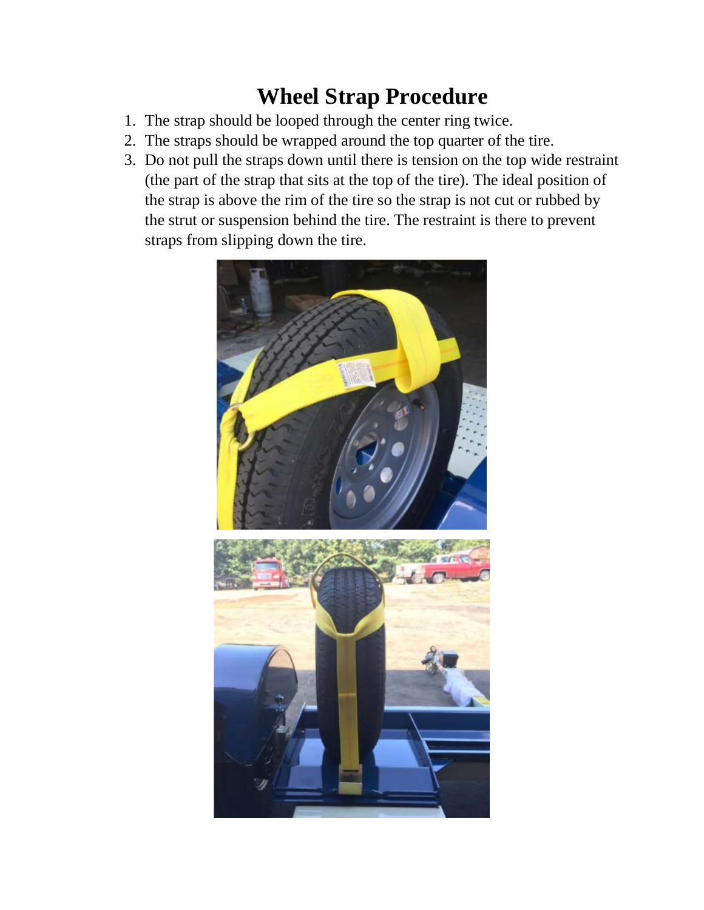# Wheel Strap Procedure

1. The strap should be looped through the center ring twice.
2. The straps should be wrapped around the top quarter of the tire.
3. Do not pull the straps down until there is tension on the top wide restraint (the part of the strap that sits at the top of the tire). The ideal position of the strap is above the rim of the tire so the strap is not cut or rubbed by the strut or suspension behind the tire. The restraint is there to prevent straps from slipping down the tire.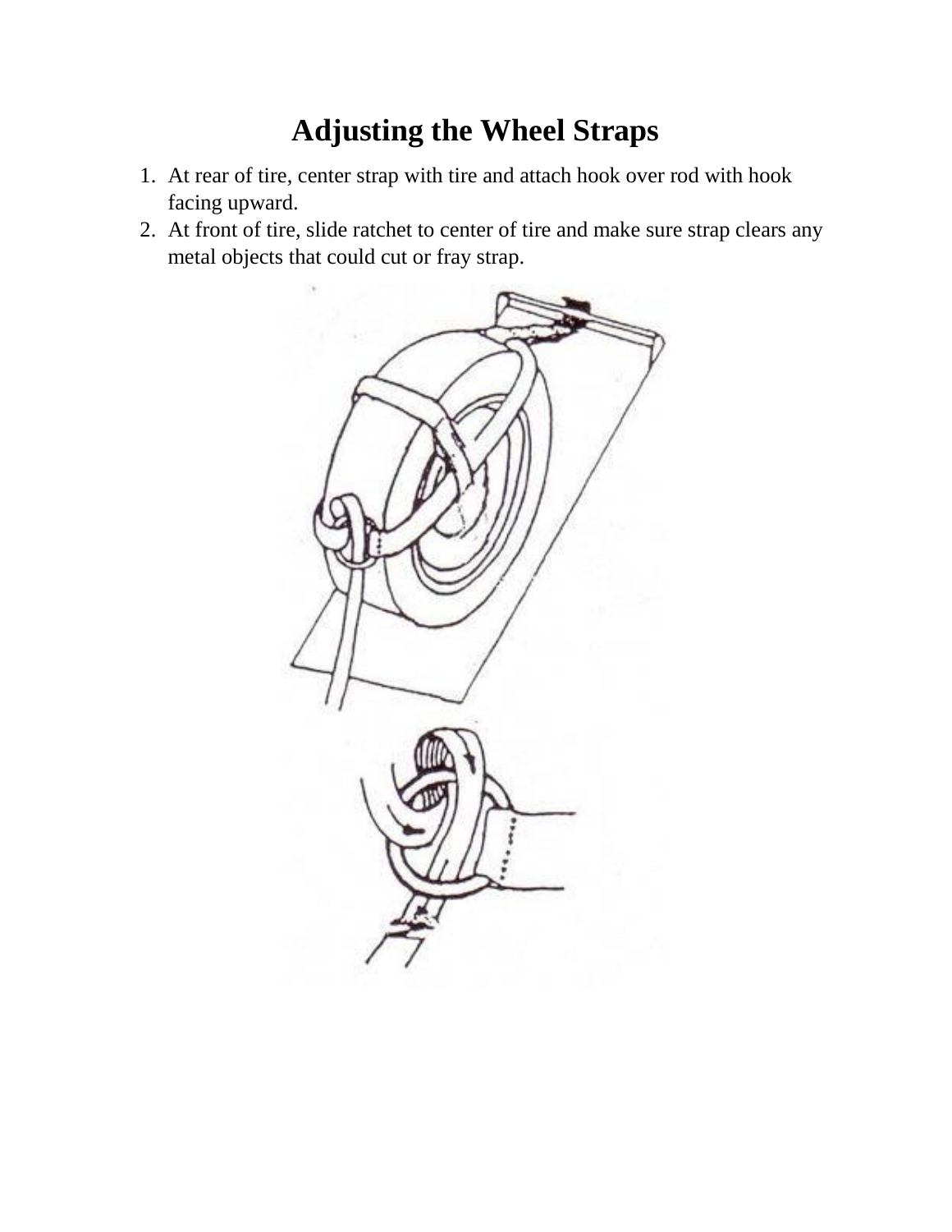# Adjusting the Wheel Straps

1. At rear of tire, center strap with tire and attach hook over rod with hook facing upward.
2. At front of tire, slide ratchet to center of tire and make sure strap clears any metal objects that could cut or fray strap.